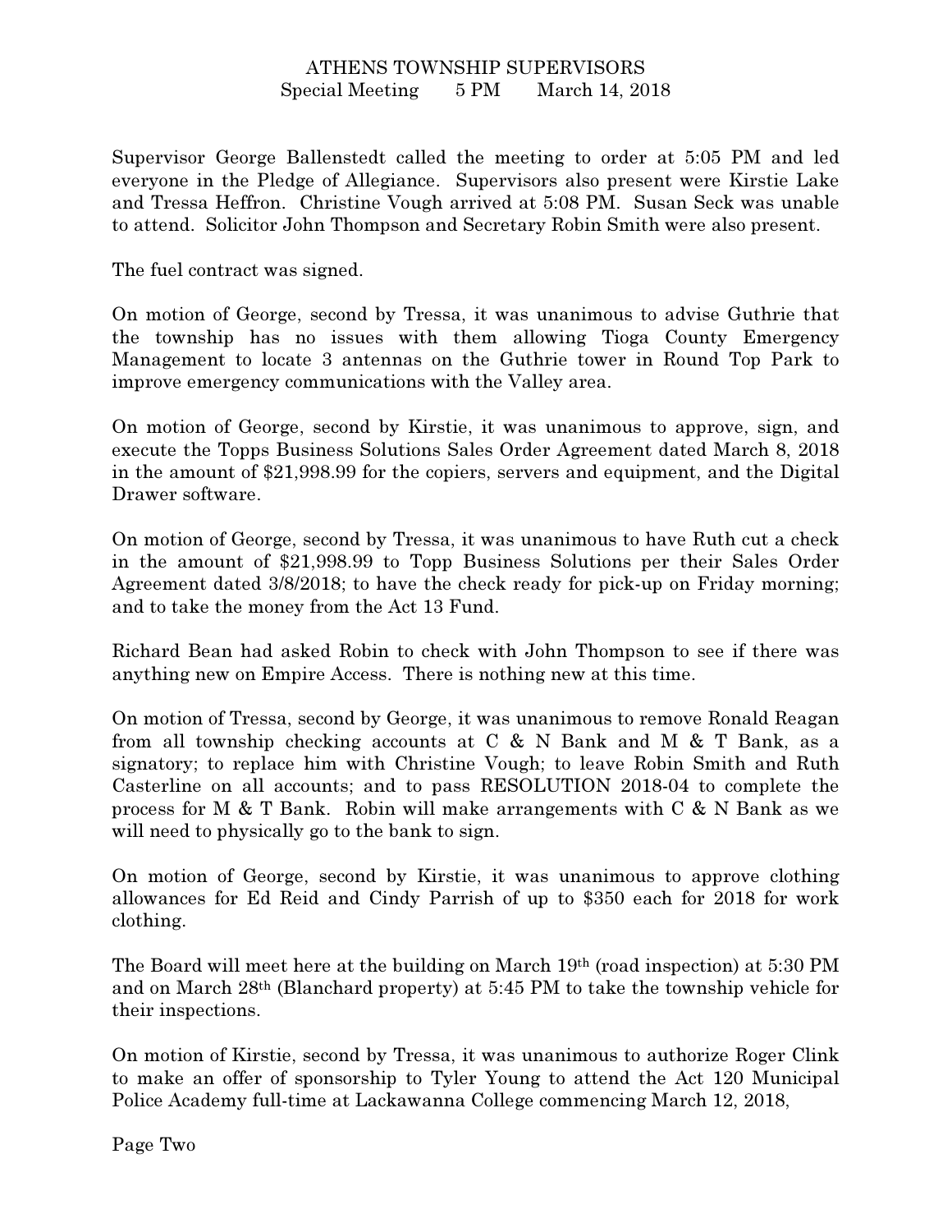# ATHENS TOWNSHIP SUPERVISORS

Special Meeting 5 PM March 14, 2018

Supervisor George Ballenstedt called the meeting to order at 5:05 PM and led everyone in the Pledge of Allegiance. Supervisors also present were Kirstie Lake and Tressa Heffron. Christine Vough arrived at 5:08 PM. Susan Seck was unable to attend. Solicitor John Thompson and Secretary Robin Smith were also present.

The fuel contract was signed.

On motion of George, second by Tressa, it was unanimous to advise Guthrie that the township has no issues with them allowing Tioga County Emergency Management to locate 3 antennas on the Guthrie tower in Round Top Park to improve emergency communications with the Valley area.

On motion of George, second by Kirstie, it was unanimous to approve, sign, and execute the Topps Business Solutions Sales Order Agreement dated March 8, 2018 in the amount of $21,998.99 for the copiers, servers and equipment, and the Digital Drawer software.

On motion of George, second by Tressa, it was unanimous to have Ruth cut a check in the amount of $21,998.99 to Topp Business Solutions per their Sales Order Agreement dated 3/8/2018; to have the check ready for pick-up on Friday morning; and to take the money from the Act 13 Fund.

Richard Bean had asked Robin to check with John Thompson to see if there was anything new on Empire Access. There is nothing new at this time.

On motion of Tressa, second by George, it was unanimous to remove Ronald Reagan from all township checking accounts at C & N Bank and M & T Bank, as a signatory; to replace him with Christine Vough; to leave Robin Smith and Ruth Casterline on all accounts; and to pass RESOLUTION 2018-04 to complete the process for M & T Bank. Robin will make arrangements with C & N Bank as we will need to physically go to the bank to sign.

On motion of George, second by Kirstie, it was unanimous to approve clothing allowances for Ed Reid and Cindy Parrish of up to $350 each for 2018 for work clothing.

The Board will meet here at the building on March 19th (road inspection) at 5:30 PM and on March 28th (Blanchard property) at 5:45 PM to take the township vehicle for their inspections.

On motion of Kirstie, second by Tressa, it was unanimous to authorize Roger Clink to make an offer of sponsorship to Tyler Young to attend the Act 120 Municipal Police Academy full-time at Lackawanna College commencing March 12, 2018,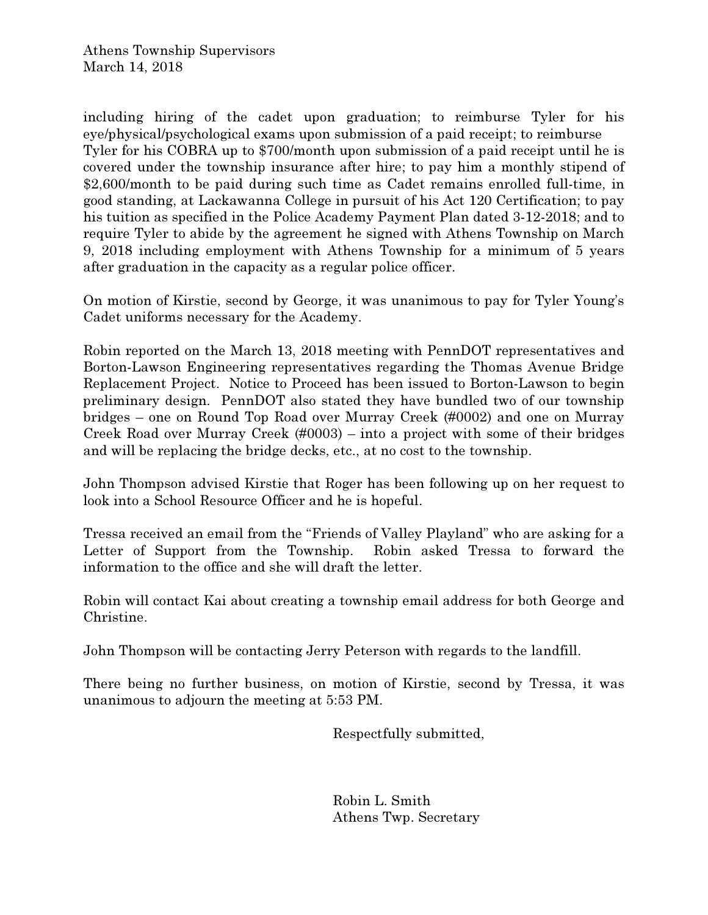including hiring of the cadet upon graduation; to reimburse Tyler for his eye/physical/psychological exams upon submission of a paid receipt; to reimburse Tyler for his COBRA up to $700/month upon submission of a paid receipt until he is covered under the township insurance after hire; to pay him a monthly stipend of $2,600/month to be paid during such time as Cadet remains enrolled full-time, in good standing, at Lackawanna College in pursuit of his Act 120 Certification; to pay his tuition as specified in the Police Academy Payment Plan dated 3-12-2018; and to require Tyler to abide by the agreement he signed with Athens Township on March 9, 2018 including employment with Athens Township for a minimum of 5 years after graduation in the capacity as a regular police officer.

On motion of Kirstie, second by George, it was unanimous to pay for Tyler Young's Cadet uniforms necessary for the Academy.

Robin reported on the March 13, 2018 meeting with PennDOT representatives and Borton-Lawson Engineering representatives regarding the Thomas Avenue Bridge Replacement Project. Notice to Proceed has been issued to Borton-Lawson to begin preliminary design. PennDOT also stated they have bundled two of our township bridges – one on Round Top Road over Murray Creek (#0002) and one on Murray Creek Road over Murray Creek (#0003) – into a project with some of their bridges and will be replacing the bridge decks, etc., at no cost to the township.

John Thompson advised Kirstie that Roger has been following up on her request to look into a School Resource Officer and he is hopeful.

Tressa received an email from the "Friends of Valley Playland" who are asking for a Letter of Support from the Township. Robin asked Tressa to forward the information to the office and she will draft the letter.

Robin will contact Kai about creating a township email address for both George and Christine.

John Thompson will be contacting Jerry Peterson with regards to the landfill.

There being no further business, on motion of Kirstie, second by Tressa, it was unanimous to adjourn the meeting at 5:53 PM.

Respectfully submitted,

Robin L. Smith
Athens Twp. Secretary